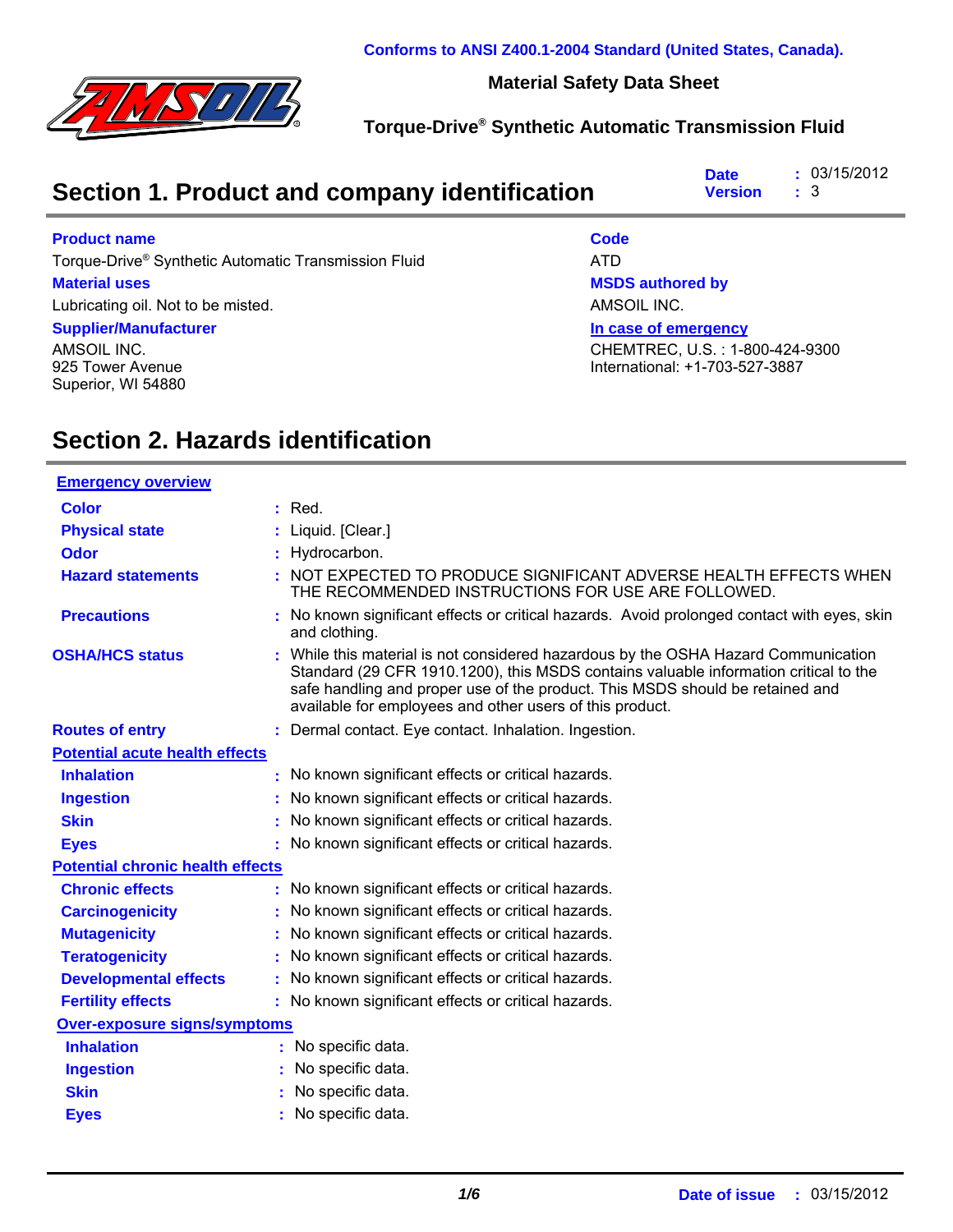Conforms to ANSI Z400.1-2004 Standard (United States, Canada).

**Material Safety Data Sheet**

**Torque-Drive® Synthetic Automatic Transmission Fluid**

## Section 1. Product and company identification

**Date** : 03/15/2012
**Version** : 3

**Product name**
Torque-Drive® Synthetic Automatic Transmission Fluid

**Material uses**
Lubricating oil. Not to be misted.

**Supplier/Manufacturer**
AMSOIL INC.
925 Tower Avenue
Superior, WI 54880

**Code**
ATD

**MSDS authored by**
AMSOIL INC.

**In case of emergency**
CHEMTREC, U.S. : 1-800-424-9300
International: +1-703-527-3887

## Section 2. Hazards identification

**Emergency overview**

**Color** : Red.

**Physical state** : Liquid. [Clear.]

**Odor** : Hydrocarbon.

**Hazard statements** : NOT EXPECTED TO PRODUCE SIGNIFICANT ADVERSE HEALTH EFFECTS WHEN THE RECOMMENDED INSTRUCTIONS FOR USE ARE FOLLOWED.

**Precautions** : No known significant effects or critical hazards. Avoid prolonged contact with eyes, skin and clothing.

**OSHA/HCS status** : While this material is not considered hazardous by the OSHA Hazard Communication Standard (29 CFR 1910.1200), this MSDS contains valuable information critical to the safe handling and proper use of the product. This MSDS should be retained and available for employees and other users of this product.

**Routes of entry** : Dermal contact. Eye contact. Inhalation. Ingestion.

**Potential acute health effects**

**Inhalation** : No known significant effects or critical hazards.

**Ingestion** : No known significant effects or critical hazards.

**Skin** : No known significant effects or critical hazards.

**Eyes** : No known significant effects or critical hazards.

**Potential chronic health effects**

**Chronic effects** : No known significant effects or critical hazards.

**Carcinogenicity** : No known significant effects or critical hazards.

**Mutagenicity** : No known significant effects or critical hazards.

**Teratogenicity** : No known significant effects or critical hazards.

**Developmental effects** : No known significant effects or critical hazards.

**Fertility effects** : No known significant effects or critical hazards.

**Over-exposure signs/symptoms**

**Inhalation** : No specific data.

**Ingestion** : No specific data.

**Skin** : No specific data.

**Eyes** : No specific data.

**Date of issue** : 03/15/2012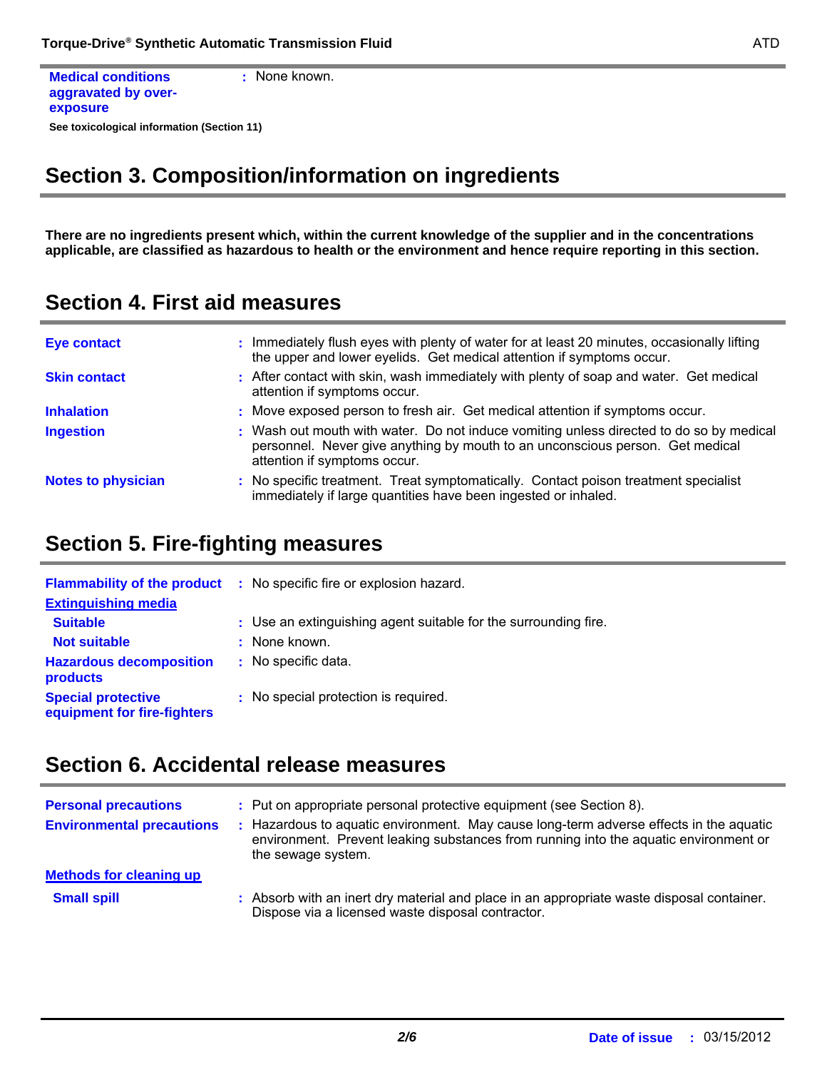**Medical conditions aggravated by over-exposure** : None known.

**See toxicological information (Section 11)**

## Section 3. Composition/information on ingredients

**There are no ingredients present which, within the current knowledge of the supplier and in the concentrations applicable, are classified as hazardous to health or the environment and hence require reporting in this section.**

## Section 4. First aid measures

| | |
|---|---|
| **Eye contact** | : Immediately flush eyes with plenty of water for at least 20 minutes, occasionally lifting the upper and lower eyelids. Get medical attention if symptoms occur. |
| **Skin contact** | : After contact with skin, wash immediately with plenty of soap and water. Get medical attention if symptoms occur. |
| **Inhalation** | : Move exposed person to fresh air. Get medical attention if symptoms occur. |
| **Ingestion** | : Wash out mouth with water. Do not induce vomiting unless directed to do so by medical personnel. Never give anything by mouth to an unconscious person. Get medical attention if symptoms occur. |
| **Notes to physician** | : No specific treatment. Treat symptomatically. Contact poison treatment specialist immediately if large quantities have been ingested or inhaled. |

## Section 5. Fire-fighting measures

| | |
|---|---|
| **Flammability of the product** | : No specific fire or explosion hazard. |
| **Extinguishing media** | |
| **Suitable** | : Use an extinguishing agent suitable for the surrounding fire. |
| **Not suitable** | : None known. |
| **Hazardous decomposition products** | : No specific data. |
| **Special protective equipment for fire-fighters** | : No special protection is required. |

## Section 6. Accidental release measures

| | |
|---|---|
| **Personal precautions** | : Put on appropriate personal protective equipment (see Section 8). |
| **Environmental precautions** | : Hazardous to aquatic environment. May cause long-term adverse effects in the aquatic environment. Prevent leaking substances from running into the aquatic environment or the sewage system. |
| **Methods for cleaning up** | |
| **Small spill** | : Absorb with an inert dry material and place in an appropriate waste disposal container. Dispose via a licensed waste disposal contractor. |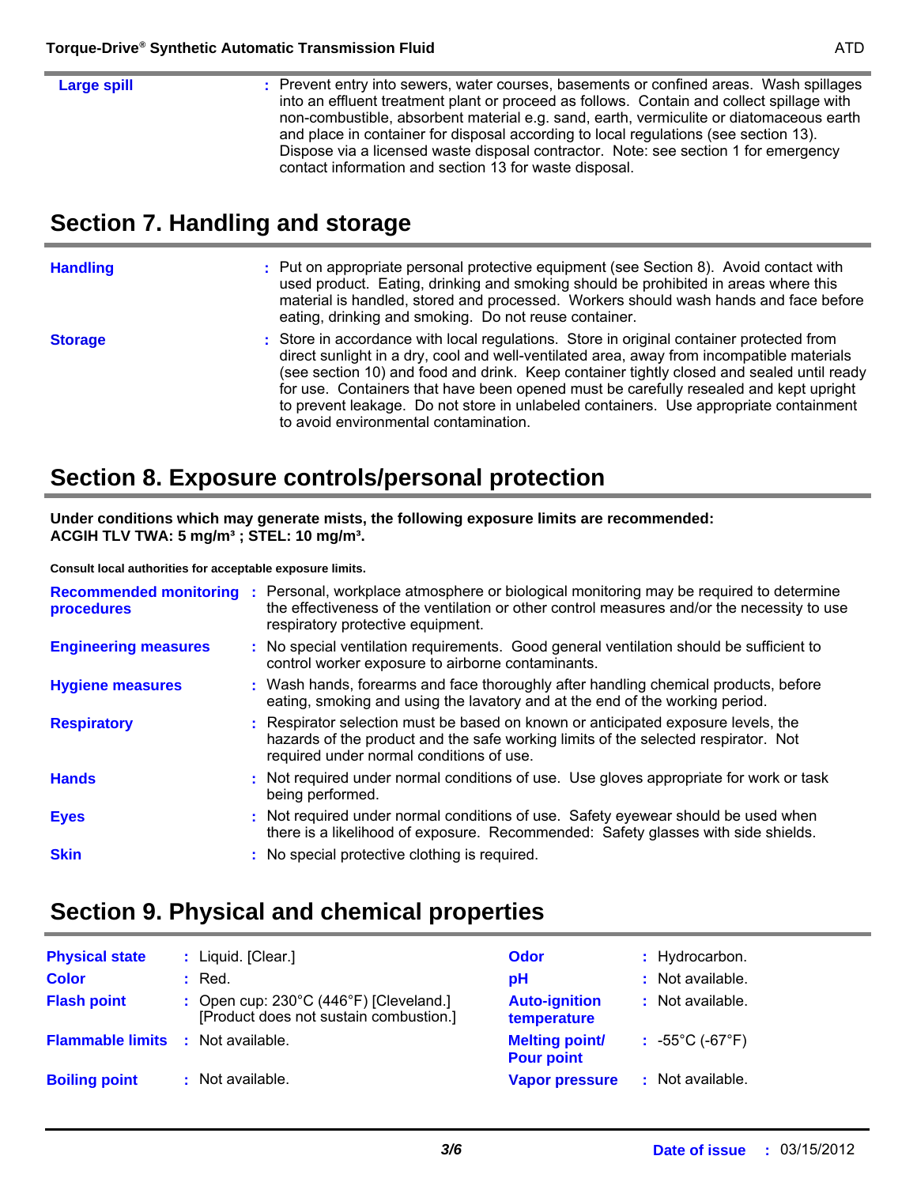**Large spill** : Prevent entry into sewers, water courses, basements or confined areas. Wash spillages into an effluent treatment plant or proceed as follows. Contain and collect spillage with non-combustible, absorbent material e.g. sand, earth, vermiculite or diatomaceous earth and place in container for disposal according to local regulations (see section 13). Dispose via a licensed waste disposal contractor. Note: see section 1 for emergency contact information and section 13 for waste disposal.

## Section 7. Handling and storage

**Handling** : Put on appropriate personal protective equipment (see Section 8). Avoid contact with used product. Eating, drinking and smoking should be prohibited in areas where this material is handled, stored and processed. Workers should wash hands and face before eating, drinking and smoking. Do not reuse container.

**Storage** : Store in accordance with local regulations. Store in original container protected from direct sunlight in a dry, cool and well-ventilated area, away from incompatible materials (see section 10) and food and drink. Keep container tightly closed and sealed until ready for use. Containers that have been opened must be carefully resealed and kept upright to prevent leakage. Do not store in unlabeled containers. Use appropriate containment to avoid environmental contamination.

## Section 8. Exposure controls/personal protection

**Under conditions which may generate mists, the following exposure limits are recommended:**
**ACGIH TLV TWA: 5 mg/m³ ; STEL: 10 mg/m³.**

**Consult local authorities for acceptable exposure limits.**

**Recommended monitoring procedures** : Personal, workplace atmosphere or biological monitoring may be required to determine the effectiveness of the ventilation or other control measures and/or the necessity to use respiratory protective equipment.

**Engineering measures** : No special ventilation requirements. Good general ventilation should be sufficient to control worker exposure to airborne contaminants.

**Hygiene measures** : Wash hands, forearms and face thoroughly after handling chemical products, before eating, smoking and using the lavatory and at the end of the working period.

**Respiratory** : Respirator selection must be based on known or anticipated exposure levels, the hazards of the product and the safe working limits of the selected respirator. Not required under normal conditions of use.

**Hands** : Not required under normal conditions of use. Use gloves appropriate for work or task being performed.

**Eyes** : Not required under normal conditions of use. Safety eyewear should be used when there is a likelihood of exposure. Recommended: Safety glasses with side shields.

**Skin** : No special protective clothing is required.

## Section 9. Physical and chemical properties

**Physical state** : Liquid. [Clear.]

**Color** : Red.

**Flash point** : Open cup: 230°C (446°F) [Cleveland.] [Product does not sustain combustion.]

**Flammable limits** : Not available.

**Boiling point** : Not available.

**Odor** : Hydrocarbon.

**pH** : Not available.

**Auto-ignition temperature** : Not available.

**Melting point/ Pour point** : -55°C (-67°F)

**Vapor pressure** : Not available.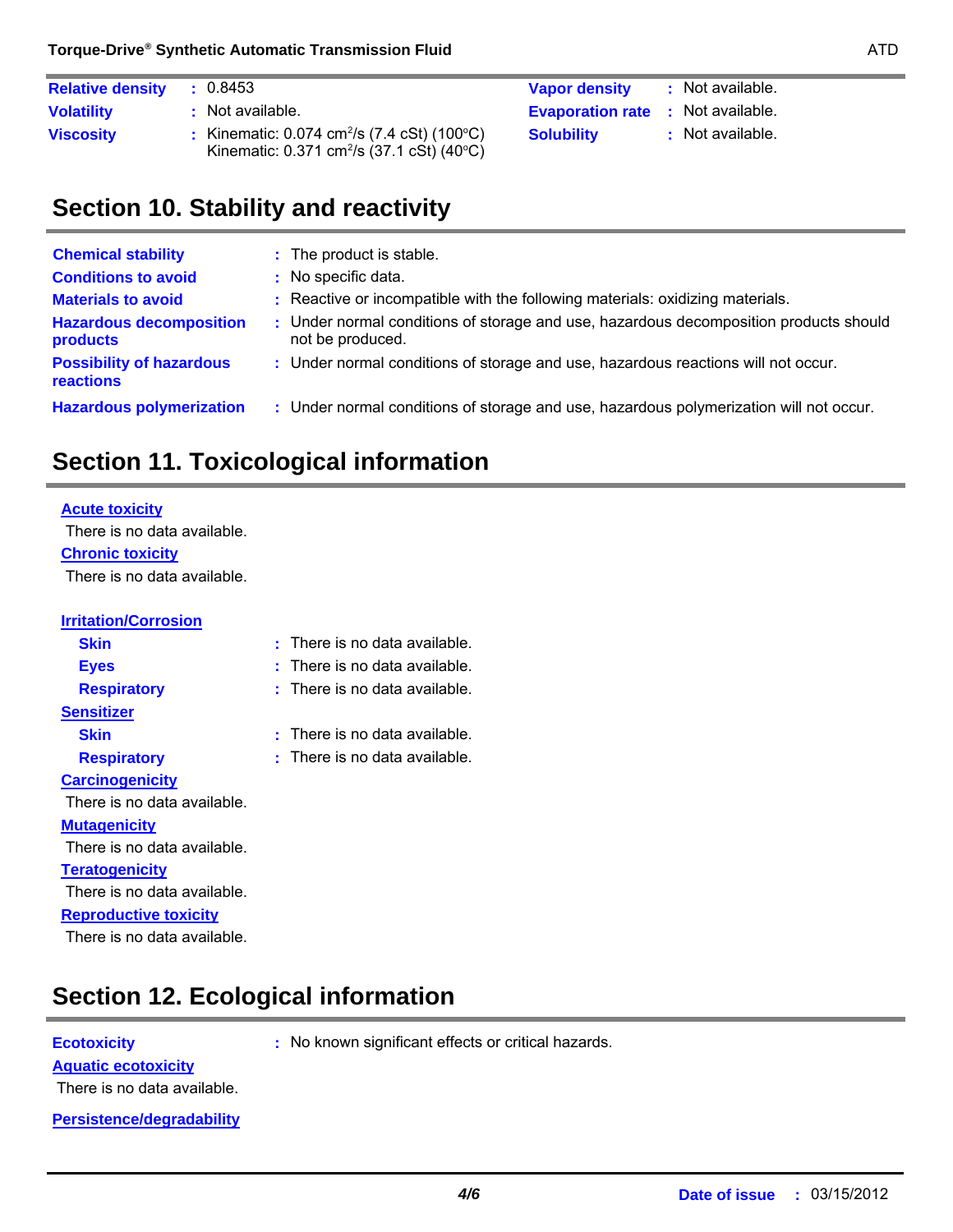| | | | | |
|---|---|---|---|---|
| **Relative density** | : 0.8453 | **Vapor density** | : | Not available. |
| **Volatility** | : Not available. | **Evaporation rate** | : | Not available. |
| **Viscosity** | : Kinematic: 0.074 $cm^2/s$ (7.4 cSt) (100°C)<br>Kinematic: 0.371 $cm^2/s$ (37.1 cSt) (40°C) | **Solubility** | : | Not available. |

## Section 10. Stability and reactivity

| | |
|---|---|
| **Chemical stability** | : The product is stable. |
| **Conditions to avoid** | : No specific data. |
| **Materials to avoid** | : Reactive or incompatible with the following materials: oxidizing materials. |
| **Hazardous decomposition products** | : Under normal conditions of storage and use, hazardous decomposition products should not be produced. |
| **Possibility of hazardous reactions** | : Under normal conditions of storage and use, hazardous reactions will not occur. |
| **Hazardous polymerization** | : Under normal conditions of storage and use, hazardous polymerization will not occur. |

## Section 11. Toxicological information

**Acute toxicity**

There is no data available.

**Chronic toxicity**

There is no data available.

**Irritation/Corrosion**

| | |
|---|---|
| **Skin** | : There is no data available. |
| **Eyes** | : There is no data available. |
| **Respiratory** | : There is no data available. |

**Sensitizer**

| | |
|---|---|
| **Skin** | : There is no data available. |
| **Respiratory** | : There is no data available. |

**Carcinogenicity**

There is no data available.

**Mutagenicity**

There is no data available.

**Teratogenicity**

There is no data available.

**Reproductive toxicity**

There is no data available.

## Section 12. Ecological information

**Ecotoxicity** : No known significant effects or critical hazards.

**Aquatic ecotoxicity**

There is no data available.

**Persistence/degradability**

Date of issue : 03/15/2012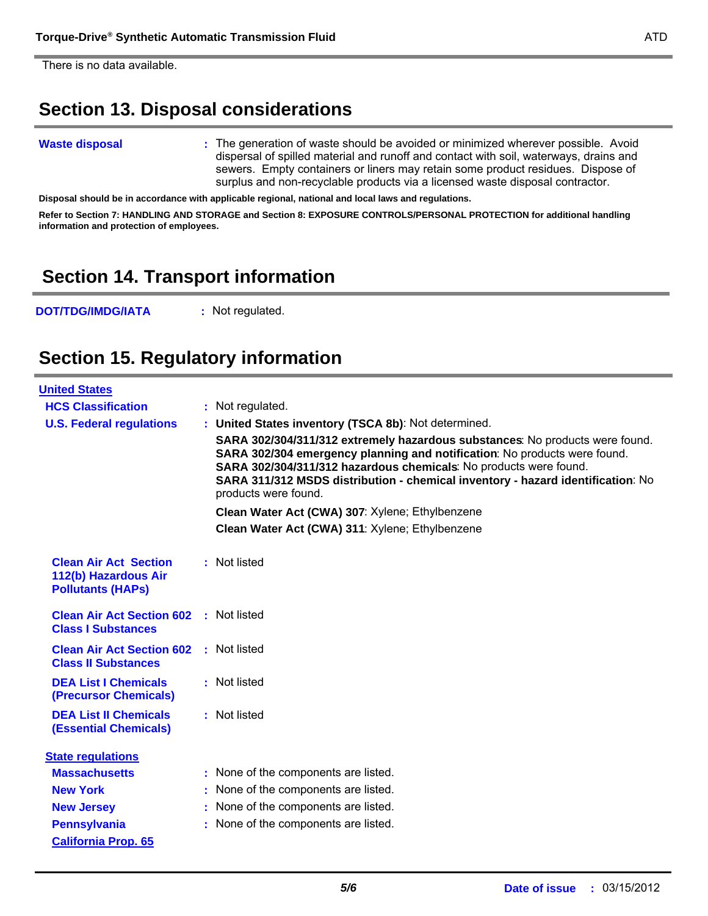There is no data available.

## Section 13. Disposal considerations

**Waste disposal** : The generation of waste should be avoided or minimized wherever possible. Avoid dispersal of spilled material and runoff and contact with soil, waterways, drains and sewers. Empty containers or liners may retain some product residues. Dispose of surplus and non-recyclable products via a licensed waste disposal contractor.

**Disposal should be in accordance with applicable regional, national and local laws and regulations.**

**Refer to Section 7: HANDLING AND STORAGE and Section 8: EXPOSURE CONTROLS/PERSONAL PROTECTION for additional handling information and protection of employees.**

## Section 14. Transport information

**DOT/TDG/IMDG/IATA** : Not regulated.

## Section 15. Regulatory information

**United States**

**HCS Classification** : Not regulated.

**U.S. Federal regulations** : **United States inventory (TSCA 8b)**: Not determined.

**SARA 302/304/311/312 extremely hazardous substances**: No products were found.
**SARA 302/304 emergency planning and notification**: No products were found.
**SARA 302/304/311/312 hazardous chemicals**: No products were found.
**SARA 311/312 MSDS distribution - chemical inventory - hazard identification**: No products were found.

**Clean Water Act (CWA) 307**: Xylene; Ethylbenzene

**Clean Water Act (CWA) 311**: Xylene; Ethylbenzene

**Clean Air Act Section 112(b) Hazardous Air Pollutants (HAPs)** : Not listed

**Clean Air Act Section 602 Class I Substances** : Not listed

**Clean Air Act Section 602 Class II Substances** : Not listed

**DEA List I Chemicals (Precursor Chemicals)** : Not listed

**DEA List II Chemicals (Essential Chemicals)** : Not listed

**State regulations**

**Massachusetts** : None of the components are listed.

**New York** : None of the components are listed.

**New Jersey** : None of the components are listed.

**Pennsylvania** : None of the components are listed.

**California Prop. 65**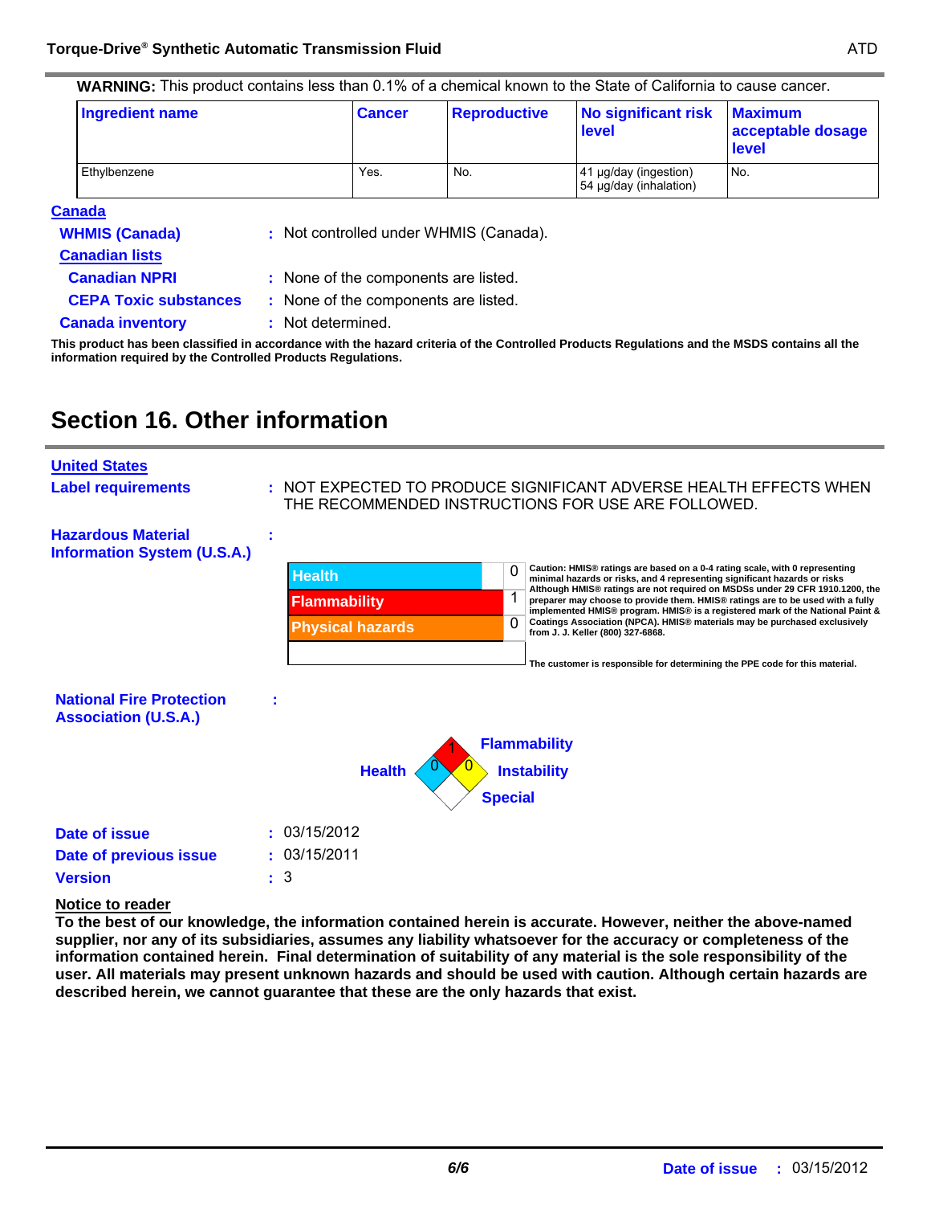**WARNING:** This product contains less than 0.1% of a chemical known to the State of California to cause cancer.

| Ingredient name | Cancer | Reproductive | No significant risk level | Maximum acceptable dosage level |
|---|---|---|---|---|
| Ethylbenzene | Yes. | No. | 41 µg/day (ingestion) 54 µg/day (inhalation) | No. |

**Canada**

**WHMIS (Canada)** : Not controlled under WHMIS (Canada).

**Canadian lists**

**Canadian NPRI** : None of the components are listed.

**CEPA Toxic substances** : None of the components are listed.

**Canada inventory** : Not determined.

**This product has been classified in accordance with the hazard criteria of the Controlled Products Regulations and the MSDS contains all the information required by the Controlled Products Regulations.**

## Section 16. Other information

**United States**

**Label requirements** : NOT EXPECTED TO PRODUCE SIGNIFICANT ADVERSE HEALTH EFFECTS WHEN THE RECOMMENDED INSTRUCTIONS FOR USE ARE FOLLOWED.

**Hazardous Material Information System (U.S.A.)** :

| | |
|---|---|
| Health | 0 |
| Flammability | 1 |
| Physical hazards | 0 |
| | |

**Caution: HMIS® ratings are based on a 0-4 rating scale, with 0 representing minimal hazards or risks, and 4 representing significant hazards or risks Although HMIS® ratings are not required on MSDSs under 29 CFR 1910.1200, the preparer may choose to provide them. HMIS® ratings are to be used with a fully implemented HMIS® program. HMIS® is a registered mark of the National Paint & Coatings Association (NPCA). HMIS® materials may be purchased exclusively from J. J. Keller (800) 327-6868.**

**The customer is responsible for determining the PPE code for this material.**

**National Fire Protection Association (U.S.A.)** :

Flammability 1

Health 0

Instability 0

Special

**Date of issue** : 03/15/2012

**Date of previous issue** : 03/15/2011

**Version** : 3

**Notice to reader**

**To the best of our knowledge, the information contained herein is accurate. However, neither the above-named supplier, nor any of its subsidiaries, assumes any liability whatsoever for the accuracy or completeness of the information contained herein. Final determination of suitability of any material is the sole responsibility of the user. All materials may present unknown hazards and should be used with caution. Although certain hazards are described herein, we cannot guarantee that these are the only hazards that exist.**